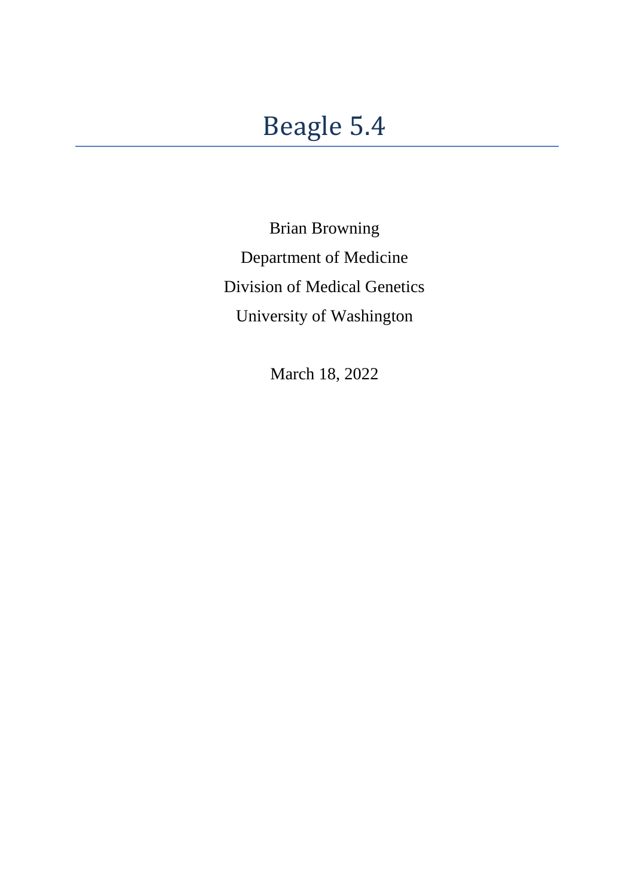# Beagle 5.4

Brian Browning

Department of Medicine

Division of Medical Genetics

University of Washington

March 18, 2022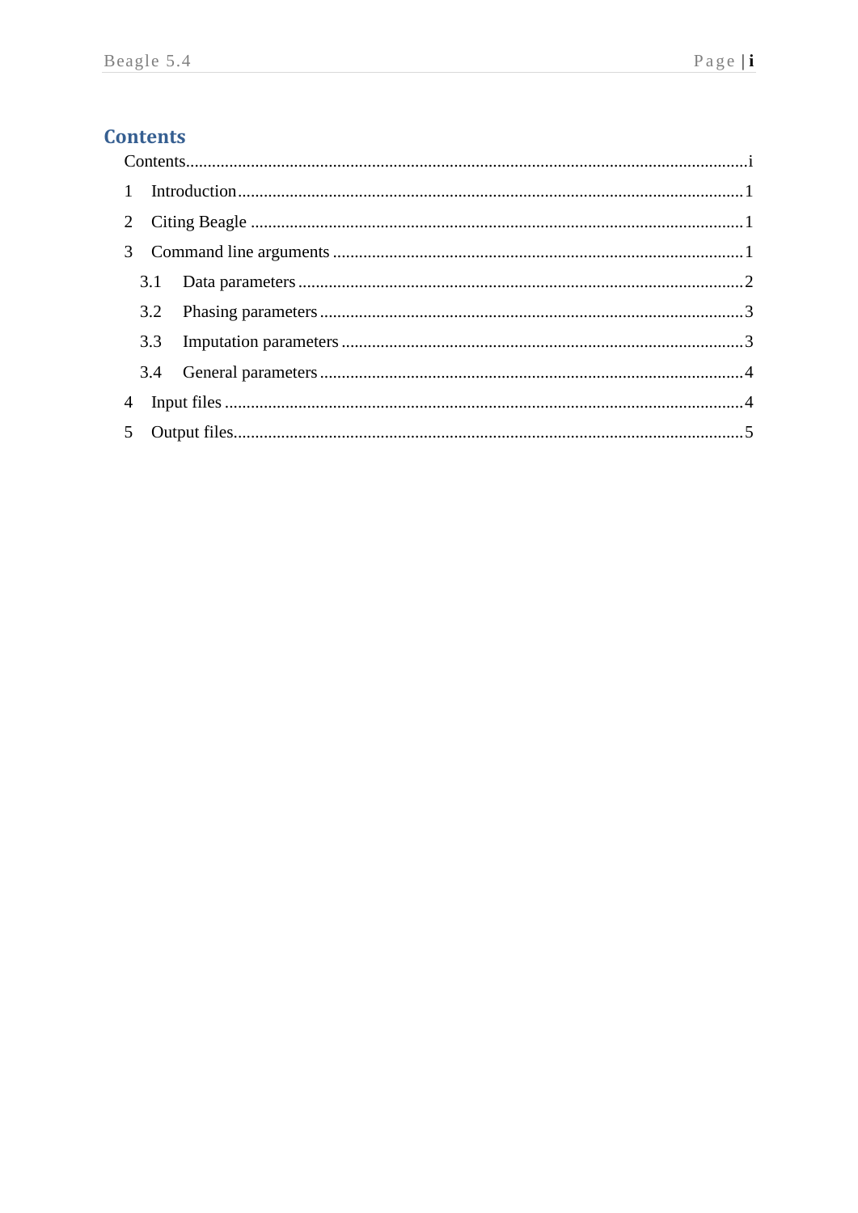# Contents

Contents....................................................................................................................................i

1 Introduction...................................................................................................................1

2 Citing Beagle .................................................................................................................1

3 Command line arguments .............................................................................................1

  3.1 Data parameters.....................................................................................................2

  3.2 Phasing parameters.................................................................................................3

  3.3 Imputation parameters ...........................................................................................3

  3.4 General parameters................................................................................................4

4 Input files .......................................................................................................................4

5 Output files....................................................................................................................5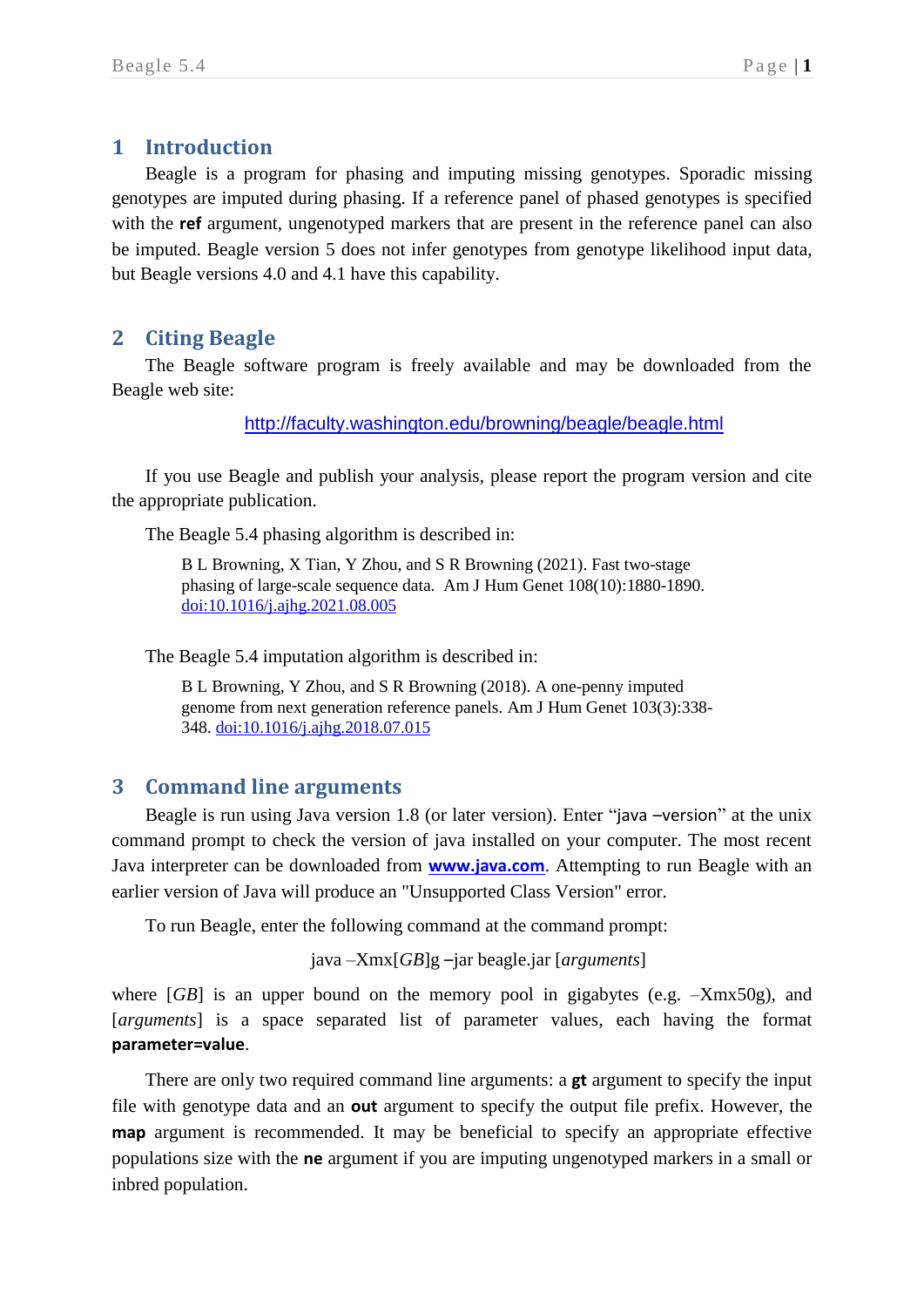# 1 Introduction

Beagle is a program for phasing and imputing missing genotypes. Sporadic missing genotypes are imputed during phasing. If a reference panel of phased genotypes is specified with the **ref** argument, ungenotyped markers that are present in the reference panel can also be imputed. Beagle version 5 does not infer genotypes from genotype likelihood input data, but Beagle versions 4.0 and 4.1 have this capability.

# 2 Citing Beagle

The Beagle software program is freely available and may be downloaded from the Beagle web site:

http://faculty.washington.edu/browning/beagle/beagle.html

If you use Beagle and publish your analysis, please report the program version and cite the appropriate publication.

The Beagle 5.4 phasing algorithm is described in:

> B L Browning, X Tian, Y Zhou, and S R Browning (2021). Fast two-stage phasing of large-scale sequence data. Am J Hum Genet 108(10):1880-1890. doi:10.1016/j.ajhg.2021.08.005

The Beagle 5.4 imputation algorithm is described in:

> B L Browning, Y Zhou, and S R Browning (2018). A one-penny imputed genome from next generation reference panels. Am J Hum Genet 103(3):338-348. doi:10.1016/j.ajhg.2018.07.015

# 3 Command line arguments

Beagle is run using Java version 1.8 (or later version). Enter "java –version" at the unix command prompt to check the version of java installed on your computer. The most recent Java interpreter can be downloaded from **www.java.com**. Attempting to run Beagle with an earlier version of Java will produce an "Unsupported Class Version" error.

To run Beagle, enter the following command at the command prompt:

java –Xmx[*GB*]g –jar beagle.jar [*arguments*]

where [*GB*] is an upper bound on the memory pool in gigabytes (e.g. –Xmx50g), and [*arguments*] is a space separated list of parameter values, each having the format **parameter=value**.

There are only two required command line arguments: a **gt** argument to specify the input file with genotype data and an **out** argument to specify the output file prefix. However, the **map** argument is recommended. It may be beneficial to specify an appropriate effective populations size with the **ne** argument if you are imputing ungenotyped markers in a small or inbred population.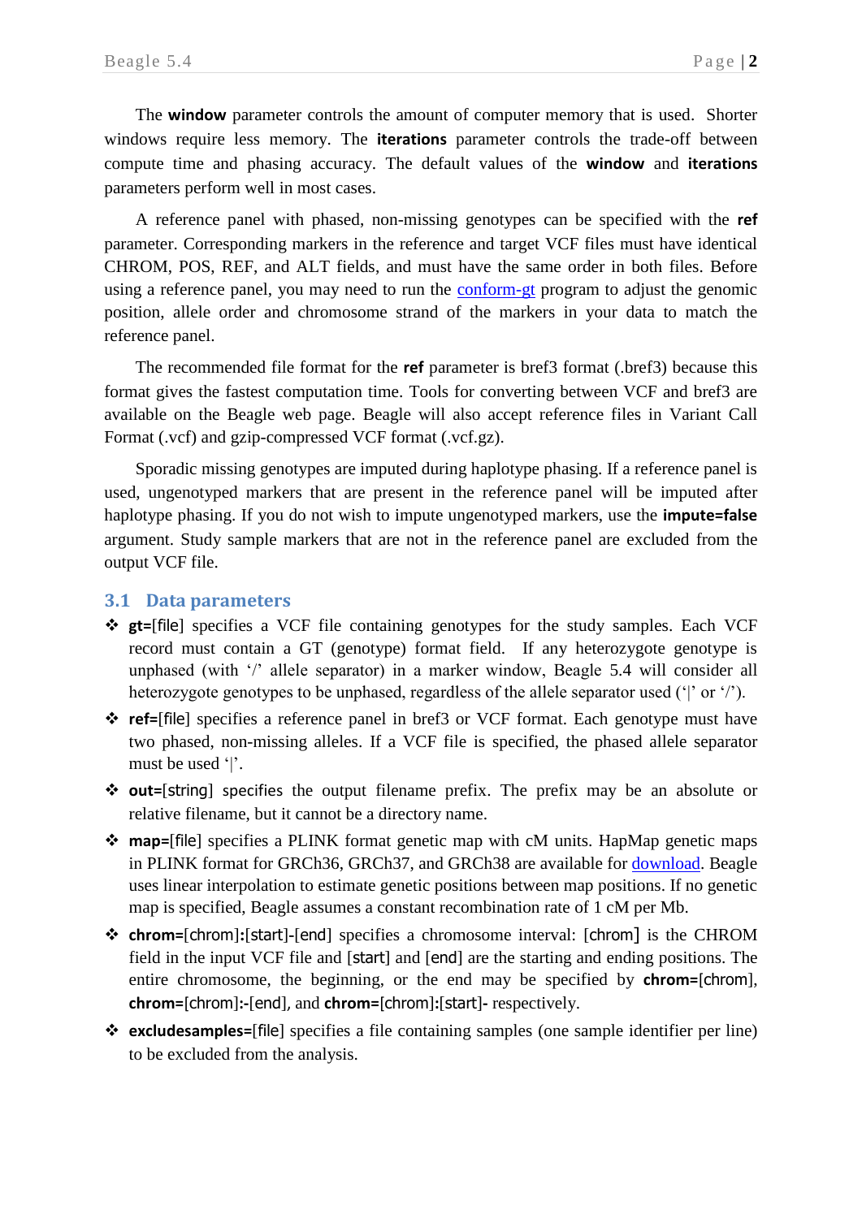The **window** parameter controls the amount of computer memory that is used. Shorter windows require less memory. The **iterations** parameter controls the trade-off between compute time and phasing accuracy. The default values of the **window** and **iterations** parameters perform well in most cases.

A reference panel with phased, non-missing genotypes can be specified with the **ref** parameter. Corresponding markers in the reference and target VCF files must have identical CHROM, POS, REF, and ALT fields, and must have the same order in both files. Before using a reference panel, you may need to run the conform-gt program to adjust the genomic position, allele order and chromosome strand of the markers in your data to match the reference panel.

The recommended file format for the **ref** parameter is bref3 format (.bref3) because this format gives the fastest computation time. Tools for converting between VCF and bref3 are available on the Beagle web page. Beagle will also accept reference files in Variant Call Format (.vcf) and gzip-compressed VCF format (.vcf.gz).

Sporadic missing genotypes are imputed during haplotype phasing. If a reference panel is used, ungenotyped markers that are present in the reference panel will be imputed after haplotype phasing. If you do not wish to impute ungenotyped markers, use the **impute=false** argument. Study sample markers that are not in the reference panel are excluded from the output VCF file.

## 3.1 Data parameters

- **gt=**[file] specifies a VCF file containing genotypes for the study samples. Each VCF record must contain a GT (genotype) format field. If any heterozygote genotype is unphased (with '/' allele separator) in a marker window, Beagle 5.4 will consider all heterozygote genotypes to be unphased, regardless of the allele separator used ('|' or '/').
- **ref=**[file] specifies a reference panel in bref3 or VCF format. Each genotype must have two phased, non-missing alleles. If a VCF file is specified, the phased allele separator must be used '|'.
- **out=**[string] specifies the output filename prefix. The prefix may be an absolute or relative filename, but it cannot be a directory name.
- **map=**[file] specifies a PLINK format genetic map with cM units. HapMap genetic maps in PLINK format for GRCh36, GRCh37, and GRCh38 are available for download. Beagle uses linear interpolation to estimate genetic positions between map positions. If no genetic map is specified, Beagle assumes a constant recombination rate of 1 cM per Mb.
- **chrom=**[chrom]**:**[start]**-**[end] specifies a chromosome interval: [chrom] is the CHROM field in the input VCF file and [start] and [end] are the starting and ending positions. The entire chromosome, the beginning, or the end may be specified by **chrom=**[chrom], **chrom=**[chrom]**:-**[end], and **chrom=**[chrom]**:**[start]**-** respectively.
- **excludesamples=**[file] specifies a file containing samples (one sample identifier per line) to be excluded from the analysis.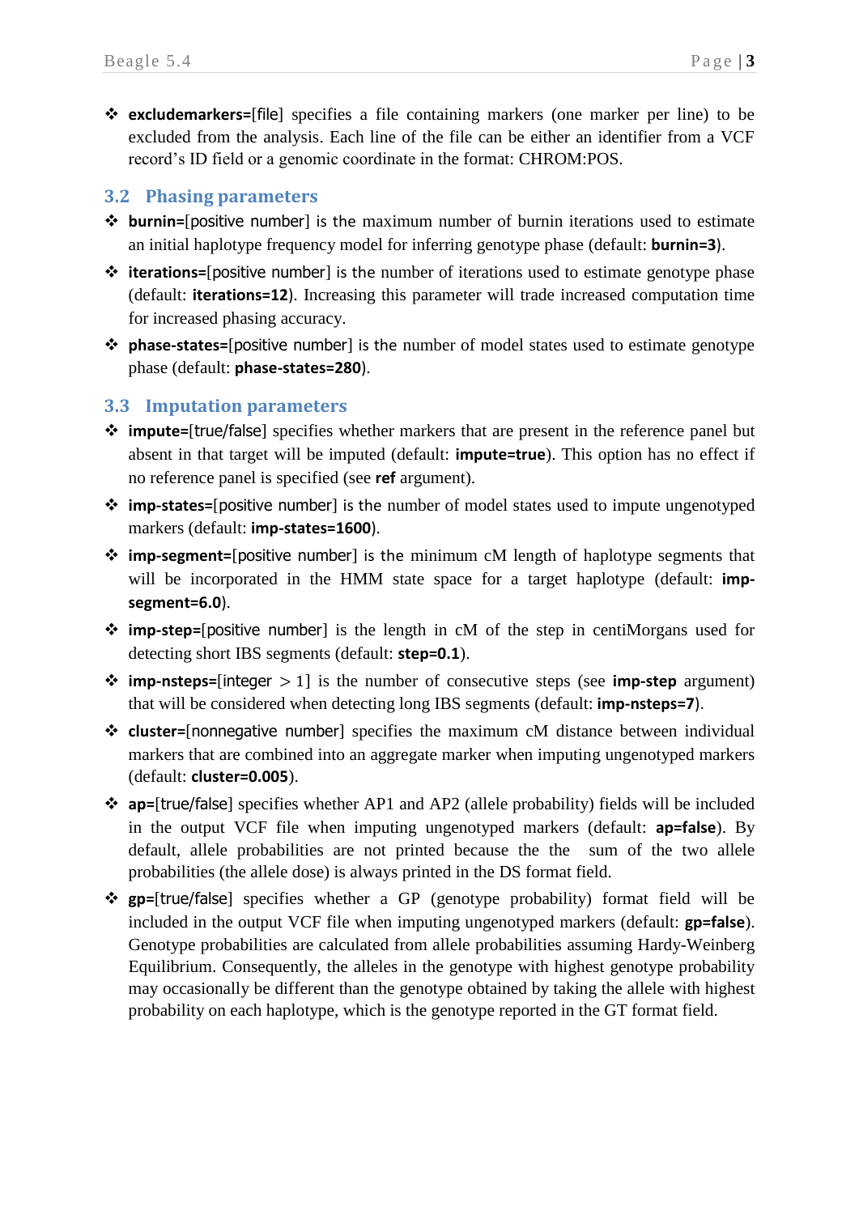- **excludemarkers=**[file] specifies a file containing markers (one marker per line) to be excluded from the analysis. Each line of the file can be either an identifier from a VCF record's ID field or a genomic coordinate in the format: CHROM:POS.

### 3.2 Phasing parameters

- **burnin=**[positive number] is the maximum number of burnin iterations used to estimate an initial haplotype frequency model for inferring genotype phase (default: **burnin=3**).
- **iterations=**[positive number] is the number of iterations used to estimate genotype phase (default: **iterations=12**). Increasing this parameter will trade increased computation time for increased phasing accuracy.
- **phase-states=**[positive number] is the number of model states used to estimate genotype phase (default: **phase-states=280**).

### 3.3 Imputation parameters

- **impute=**[true/false] specifies whether markers that are present in the reference panel but absent in that target will be imputed (default: **impute=true**). This option has no effect if no reference panel is specified (see **ref** argument).
- **imp-states=**[positive number] is the number of model states used to impute ungenotyped markers (default: **imp-states=1600**).
- **imp-segment=**[positive number] is the minimum cM length of haplotype segments that will be incorporated in the HMM state space for a target haplotype (default: **imp-segment=6.0**).
- **imp-step=**[positive number] is the length in cM of the step in centiMorgans used for detecting short IBS segments (default: **step=0.1**).
- **imp-nsteps=**[integer > 1] is the number of consecutive steps (see **imp-step** argument) that will be considered when detecting long IBS segments (default: **imp-nsteps=7**).
- **cluster=**[nonnegative number] specifies the maximum cM distance between individual markers that are combined into an aggregate marker when imputing ungenotyped markers (default: **cluster=0.005**).
- **ap=**[true/false] specifies whether AP1 and AP2 (allele probability) fields will be included in the output VCF file when imputing ungenotyped markers (default: **ap=false**). By default, allele probabilities are not printed because the the sum of the two allele probabilities (the allele dose) is always printed in the DS format field.
- **gp=**[true/false] specifies whether a GP (genotype probability) format field will be included in the output VCF file when imputing ungenotyped markers (default: **gp=false**). Genotype probabilities are calculated from allele probabilities assuming Hardy-Weinberg Equilibrium. Consequently, the alleles in the genotype with highest genotype probability may occasionally be different than the genotype obtained by taking the allele with highest probability on each haplotype, which is the genotype reported in the GT format field.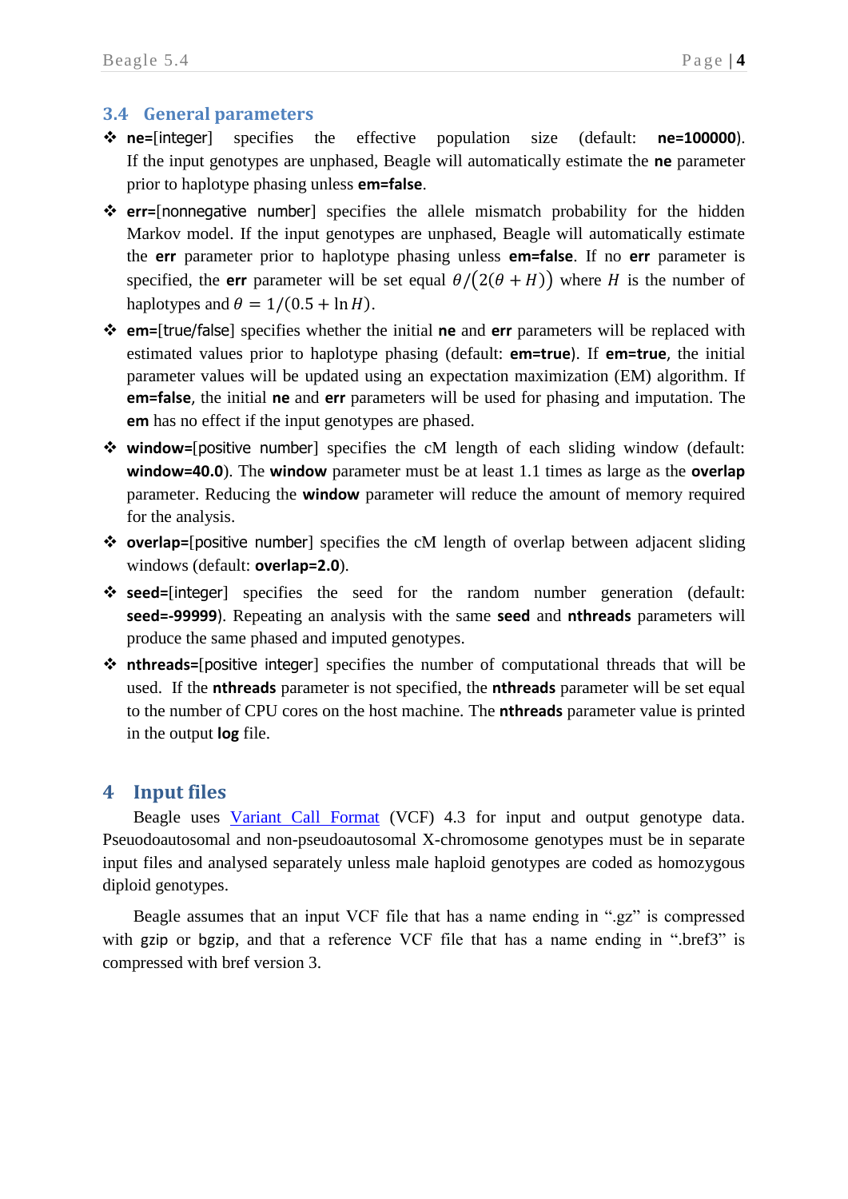## 3.4 General parameters

- **ne=**[integer] specifies the effective population size (default: **ne=100000**). If the input genotypes are unphased, Beagle will automatically estimate the **ne** parameter prior to haplotype phasing unless **em=false**.
- **err=**[nonnegative number] specifies the allele mismatch probability for the hidden Markov model. If the input genotypes are unphased, Beagle will automatically estimate the **err** parameter prior to haplotype phasing unless **em=false**. If no **err** parameter is specified, the **err** parameter will be set equal $\theta/\left(2(\theta + H)\right)$ where $H$ is the number of haplotypes and $\theta = 1/(0.5 + \ln H)$.
- **em=**[true/false] specifies whether the initial **ne** and **err** parameters will be replaced with estimated values prior to haplotype phasing (default: **em=true**). If **em=true**, the initial parameter values will be updated using an expectation maximization (EM) algorithm. If **em=false**, the initial **ne** and **err** parameters will be used for phasing and imputation. The **em** has no effect if the input genotypes are phased.
- **window=**[positive number] specifies the cM length of each sliding window (default: **window=40.0**). The **window** parameter must be at least 1.1 times as large as the **overlap** parameter. Reducing the **window** parameter will reduce the amount of memory required for the analysis.
- **overlap=**[positive number] specifies the cM length of overlap between adjacent sliding windows (default: **overlap=2.0**).
- **seed=**[integer] specifies the seed for the random number generation (default: **seed=-99999**). Repeating an analysis with the same **seed** and **nthreads** parameters will produce the same phased and imputed genotypes.
- **nthreads=**[positive integer] specifies the number of computational threads that will be used. If the **nthreads** parameter is not specified, the **nthreads** parameter will be set equal to the number of CPU cores on the host machine. The **nthreads** parameter value is printed in the output **log** file.

# 4 Input files

Beagle uses Variant Call Format (VCF) 4.3 for input and output genotype data. Pseudoautosomal and non-pseudoautosomal X-chromosome genotypes must be in separate input files and analysed separately unless male haploid genotypes are coded as homozygous diploid genotypes.

Beagle assumes that an input VCF file that has a name ending in ".gz" is compressed with gzip or bgzip, and that a reference VCF file that has a name ending in ".bref3" is compressed with bref version 3.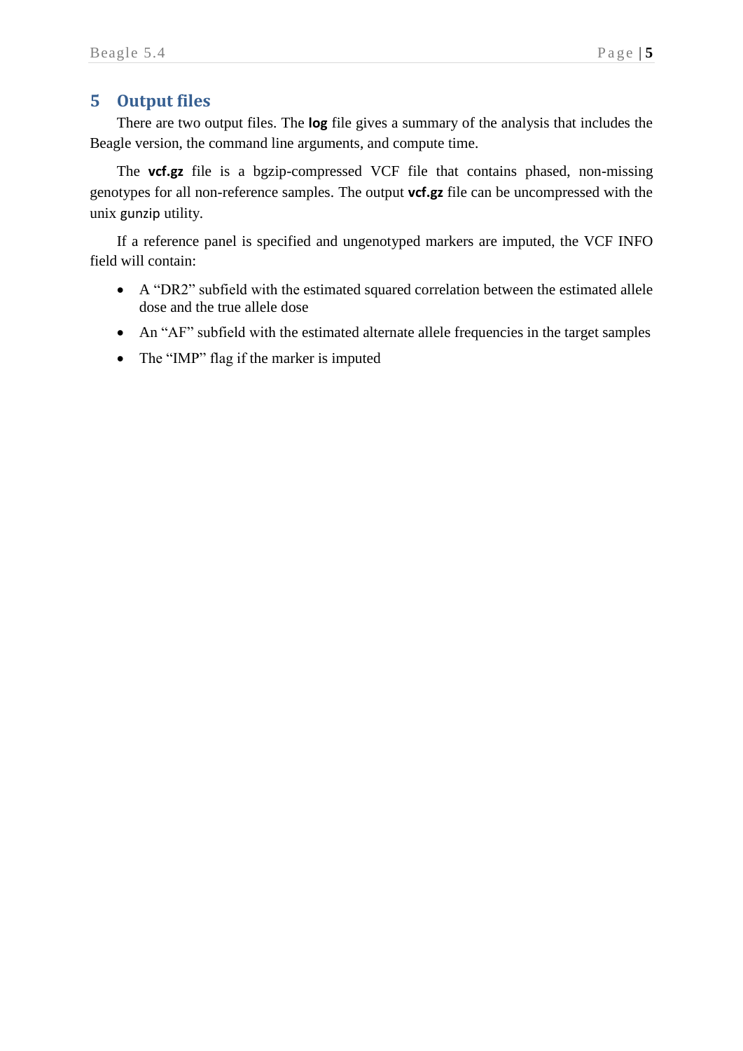# 5 Output files

There are two output files. The **log** file gives a summary of the analysis that includes the Beagle version, the command line arguments, and compute time.

The **vcf.gz** file is a bgzip-compressed VCF file that contains phased, non-missing genotypes for all non-reference samples. The output **vcf.gz** file can be uncompressed with the unix gunzip utility.

If a reference panel is specified and ungenotyped markers are imputed, the VCF INFO field will contain:

- A “DR2” subfield with the estimated squared correlation between the estimated allele dose and the true allele dose
- An “AF” subfield with the estimated alternate allele frequencies in the target samples
- The “IMP” flag if the marker is imputed